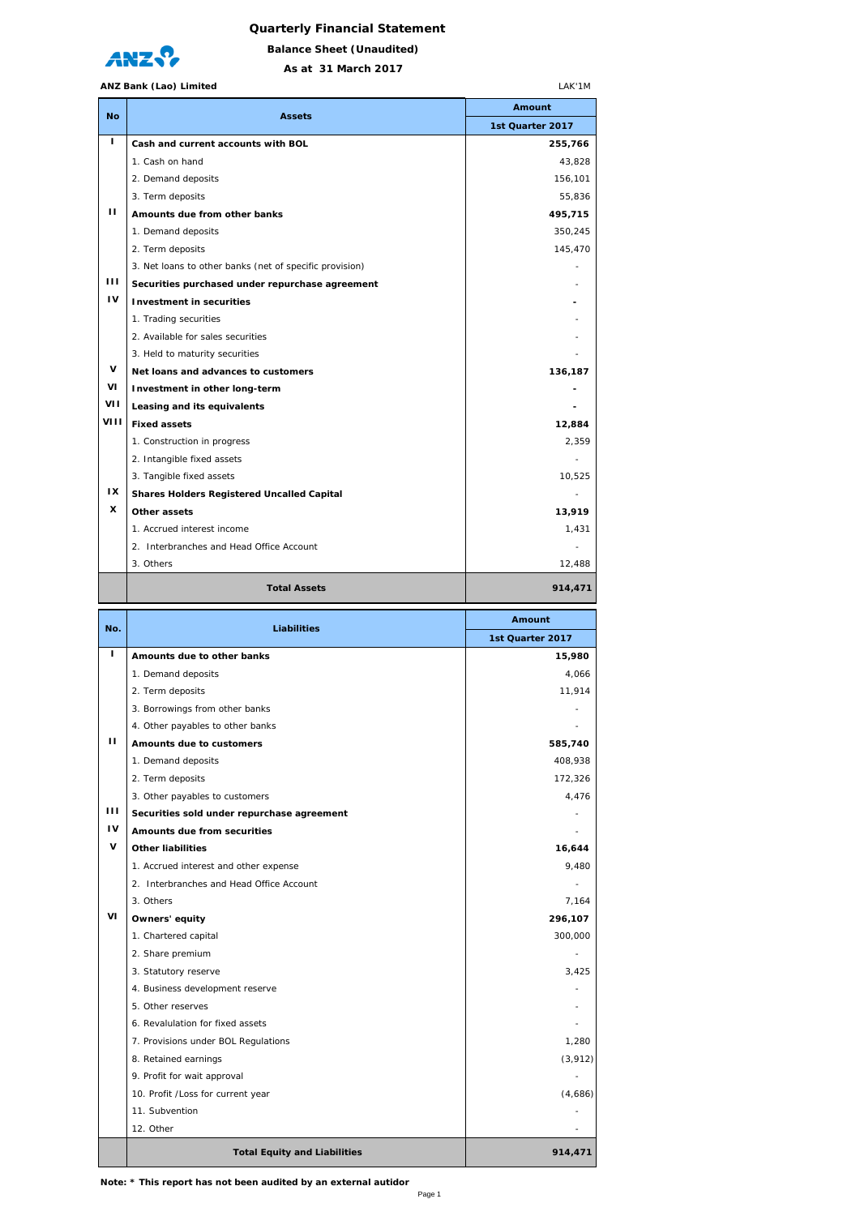# Quarterly Financial Statement

## Balance Sheet (Unaudited)

### As at 31 March 2017

**ANZ Bank (Lao) Limited** LAK'1M

| No | Assets | Amount |
|---|---|---|
| | | 1st Quarter 2017 |
| I | **Cash and current accounts with BOL** | **255,766** |
| | 1. Cash on hand | 43,828 |
| | 2. Demand deposits | 156,101 |
| | 3. Term deposits | 55,836 |
| II | **Amounts due from other banks** | **495,715** |
| | 1. Demand deposits | 350,245 |
| | 2. Term deposits | 145,470 |
| | 3. Net loans to other banks (net of specific provision) | - |
| III | **Securities purchased under repurchase agreement** | - |
| IV | **Investment in securities** | **-** |
| | 1. Trading securities | - |
| | 2. Available for sales securities | - |
| | 3. Held to maturity securities | - |
| V | **Net loans and advances to customers** | **136,187** |
| VI | **Investment in other long-term** | **-** |
| VII | **Leasing and its equivalents** | **-** |
| VIII | **Fixed assets** | **12,884** |
| | 1. Construction in progress | 2,359 |
| | 2. Intangible fixed assets | - |
| | 3. Tangible fixed assets | 10,525 |
| IX | **Shares Holders Registered Uncalled Capital** | - |
| X | **Other assets** | **13,919** |
| | 1. Accrued interest income | 1,431 |
| | 2. Interbranches and Head Office Account | - |
| | 3. Others | 12,488 |
| | **Total Assets** | **914,471** |

| No. | Liabilities | Amount |
|---|---|---|
| | | 1st Quarter 2017 |
| I | **Amounts due to other banks** | **15,980** |
| | 1. Demand deposits | 4,066 |
| | 2. Term deposits | 11,914 |
| | 3. Borrowings from other banks | - |
| | 4. Other payables to other banks | - |
| II | **Amounts due to customers** | **585,740** |
| | 1. Demand deposits | 408,938 |
| | 2. Term deposits | 172,326 |
| | 3. Other payables to customers | 4,476 |
| III | **Securities sold under repurchase agreement** | - |
| IV | **Amounts due from securities** | - |
| V | **Other liabilities** | **16,644** |
| | 1. Accrued interest and other expense | 9,480 |
| | 2. Interbranches and Head Office Account | - |
| | 3. Others | 7,164 |
| VI | **Owners' equity** | **296,107** |
| | 1. Chartered capital | 300,000 |
| | 2. Share premium | - |
| | 3. Statutory reserve | 3,425 |
| | 4. Business development reserve | - |
| | 5. Other reserves | - |
| | 6. Revalulation for fixed assets | - |
| | 7. Provisions under BOL Regulations | 1,280 |
| | 8. Retained earnings | (3,912) |
| | 9. Profit for wait approval | - |
| | 10. Profit /Loss for current year | (4,686) |
| | 11. Subvention | - |
| | 12. Other | - |
| | **Total Equity and Liabilities** | **914,471** |

**Note: * This report has not been audited by an external autidor**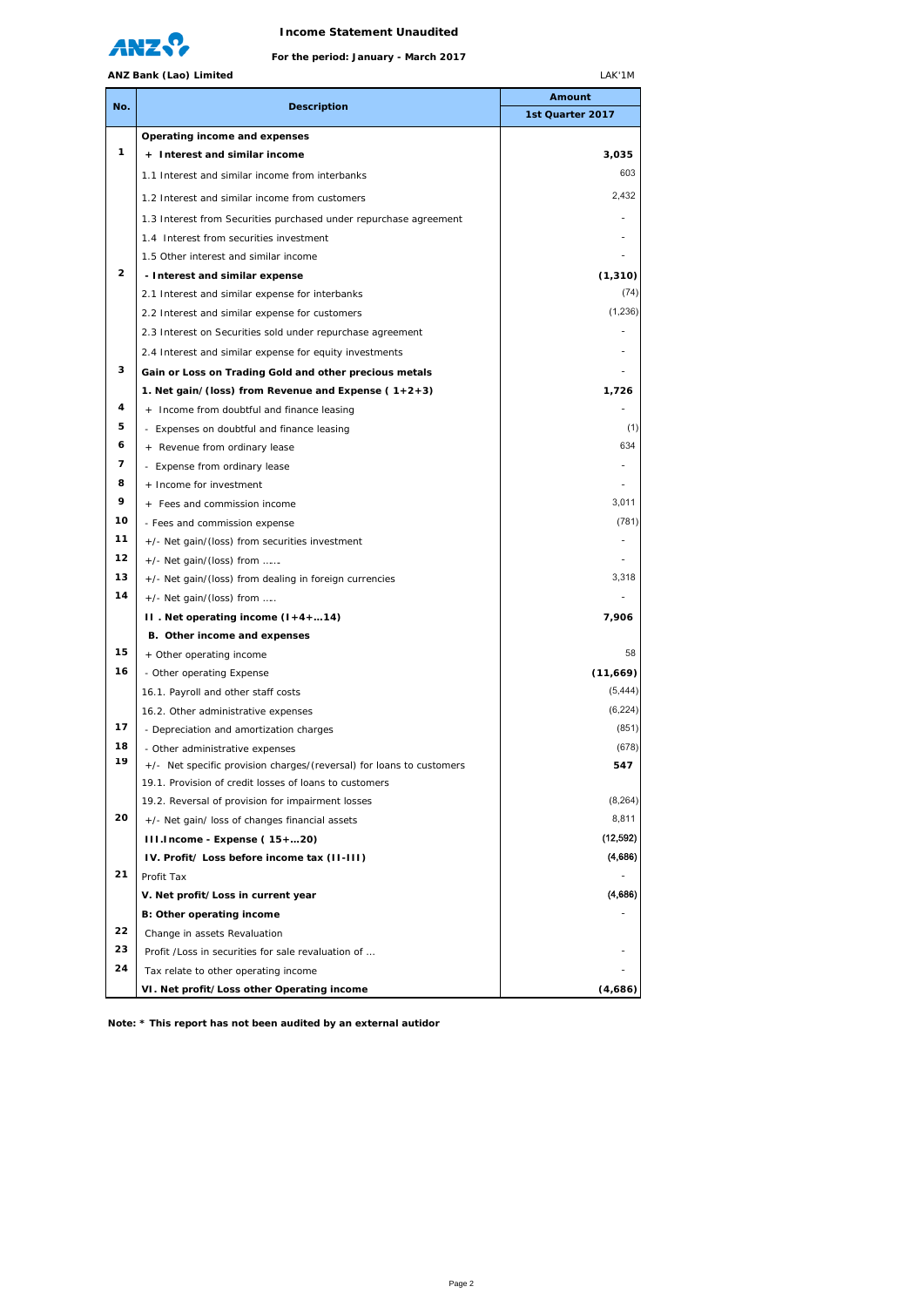# Income Statement Unaudited

**For the period: January - March 2017**

**ANZ Bank (Lao) Limited** LAK'1M

| No. | Description | Amount 1st Quarter 2017 |
|---|---|---|
| | **Operating income and expenses** | |
| 1 | **+ Interest and similar income** | **3,035** |
| | 1.1 Interest and similar income from interbanks | 603 |
| | 1.2 Interest and similar income from customers | 2,432 |
| | 1.3 Interest from Securities purchased under repurchase agreement | - |
| | 1.4 Interest from securities investment | - |
| | 1.5 Other interest and similar income | - |
| 2 | **- Interest and similar expense** | **(1,310)** |
| | 2.1 Interest and similar expense for interbanks | (74) |
| | 2.2 Interest and similar expense for customers | (1,236) |
| | 2.3 Interest on Securities sold under repurchase agreement | - |
| | 2.4 Interest and similar expense for equity investments | - |
| 3 | **Gain or Loss on Trading Gold and other precious metals** | - |
| | **1. Net gain/(loss) from Revenue and Expense ( 1+2+3)** | **1,726** |
| 4 | + Income from doubtful and finance leasing | - |
| 5 | - Expenses on doubtful and finance leasing | (1) |
| 6 | + Revenue from ordinary lease | 634 |
| 7 | - Expense from ordinary lease | - |
| 8 | + Income for investment | - |
| 9 | + Fees and commission income | 3,011 |
| 10 | - Fees and commission expense | (781) |
| 11 | +/- Net gain/(loss) from securities investment | - |
| 12 | +/- Net gain/(loss) from ….. | - |
| 13 | +/- Net gain/(loss) from dealing in foreign currencies | 3,318 |
| 14 | +/- Net gain/(loss) from …. | - |
| | **II . Net operating income (I+4+…14)** | **7,906** |
| | **B. Other income and expenses** | |
| 15 | + Other operating income | 58 |
| 16 | - Other operating Expense | **(11,669)** |
| | 16.1. Payroll and other staff costs | (5,444) |
| | 16.2. Other administrative expenses | (6,224) |
| 17 | - Depreciation and amortization charges | (851) |
| 18 | - Other administrative expenses | (678) |
| 19 | +/- Net specific provision charges/(reversal) for loans to customers | **547** |
| | 19.1. Provision of credit losses of loans to customers | |
| | 19.2. Reversal of provision for impairment losses | (8,264) |
| 20 | +/- Net gain/ loss of changes financial assets | 8,811 |
| | **III.Income - Expense ( 15+…20)** | **(12,592)** |
| | **IV. Profit/ Loss before income tax (II-III)** | **(4,686)** |
| 21 | Profit Tax | - |
| | **V. Net profit/Loss in current year** | **(4,686)** |
| | **B: Other operating income** | - |
| 22 | Change in assets Revaluation | |
| 23 | Profit /Loss in securities for sale revaluation of ... | - |
| 24 | Tax relate to other operating income | - |
| | **VI. Net profit/Loss other Operating income** | **(4,686)** |

**Note: * This report has not been audited by an external autidor**